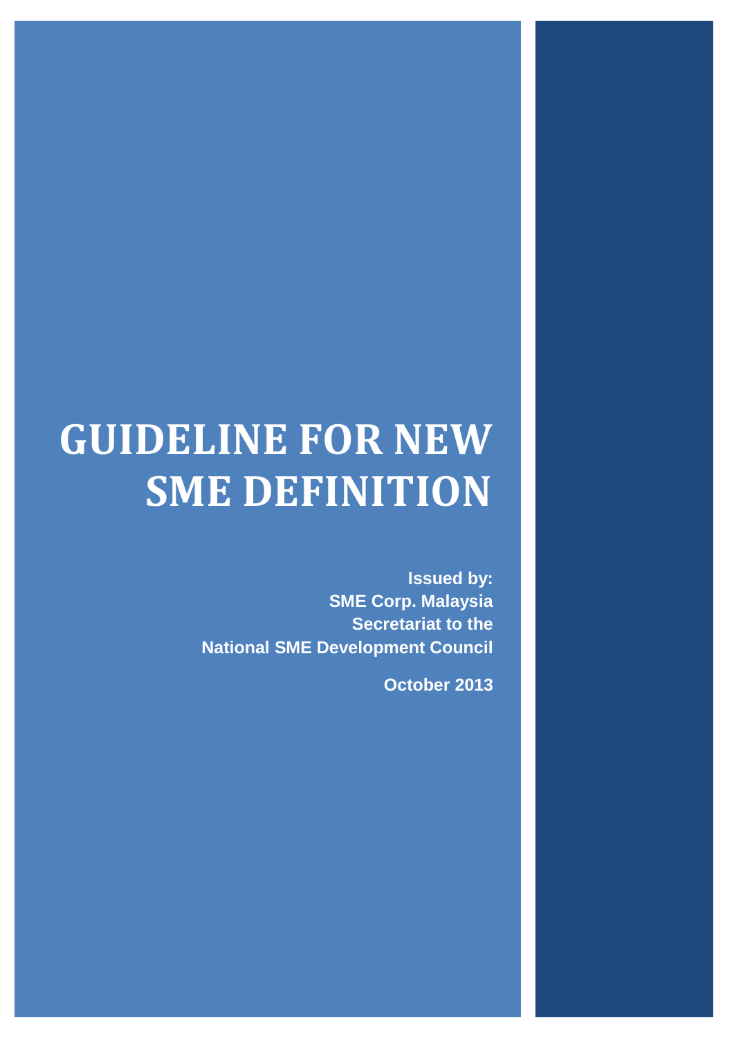# GUIDELINE FOR NEW SME DEFINITION

**Issued by:**
**SME Corp. Malaysia**
**Secretariat to the**
**National SME Development Council**

**October 2013**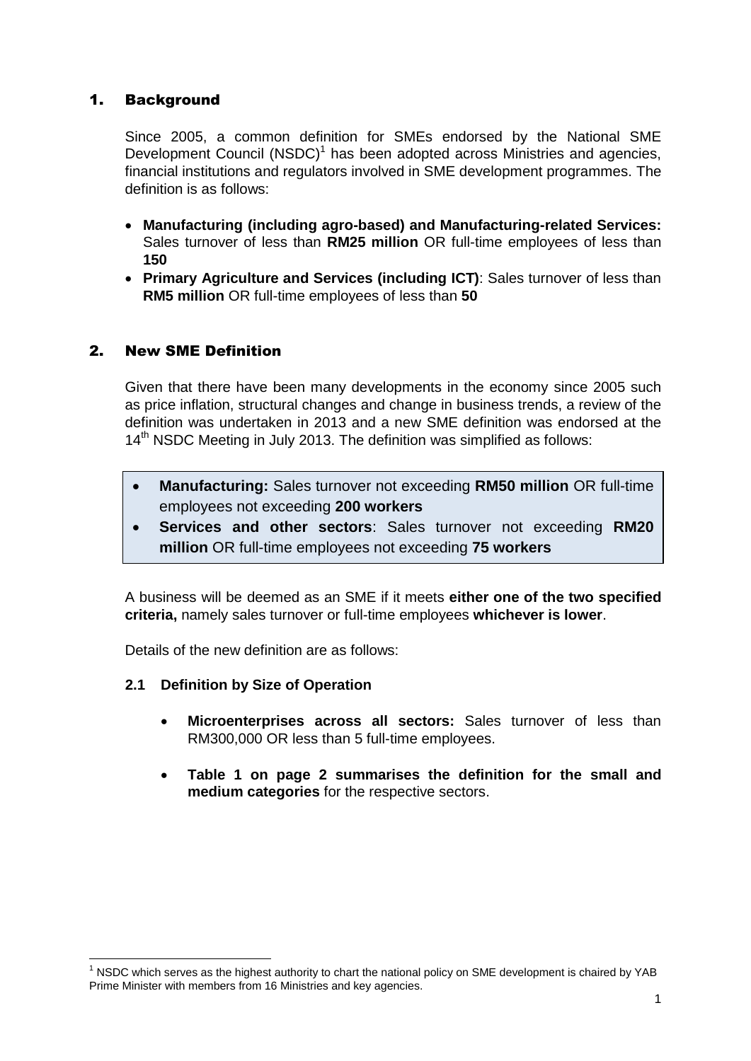## 1. Background

Since 2005, a common definition for SMEs endorsed by the National SME Development Council (NSDC)[1] has been adopted across Ministries and agencies, financial institutions and regulators involved in SME development programmes. The definition is as follows:

- **Manufacturing (including agro-based) and Manufacturing-related Services:** Sales turnover of less than **RM25 million** OR full-time employees of less than **150**
- **Primary Agriculture and Services (including ICT)**: Sales turnover of less than **RM5 million** OR full-time employees of less than **50**

## 2. New SME Definition

Given that there have been many developments in the economy since 2005 such as price inflation, structural changes and change in business trends, a review of the definition was undertaken in 2013 and a new SME definition was endorsed at the 14th NSDC Meeting in July 2013. The definition was simplified as follows:

- **Manufacturing:** Sales turnover not exceeding **RM50 million** OR full-time employees not exceeding **200 workers**
- **Services and other sectors**: Sales turnover not exceeding **RM20 million** OR full-time employees not exceeding **75 workers**

A business will be deemed as an SME if it meets **either one of the two specified criteria,** namely sales turnover or full-time employees **whichever is lower**.

Details of the new definition are as follows:

### 2.1 Definition by Size of Operation

- **Microenterprises across all sectors:** Sales turnover of less than RM300,000 OR less than 5 full-time employees.
- **Table 1 on page 2 summarises the definition for the small and medium categories** for the respective sectors.

[1] NSDC which serves as the highest authority to chart the national policy on SME development is chaired by YAB Prime Minister with members from 16 Ministries and key agencies.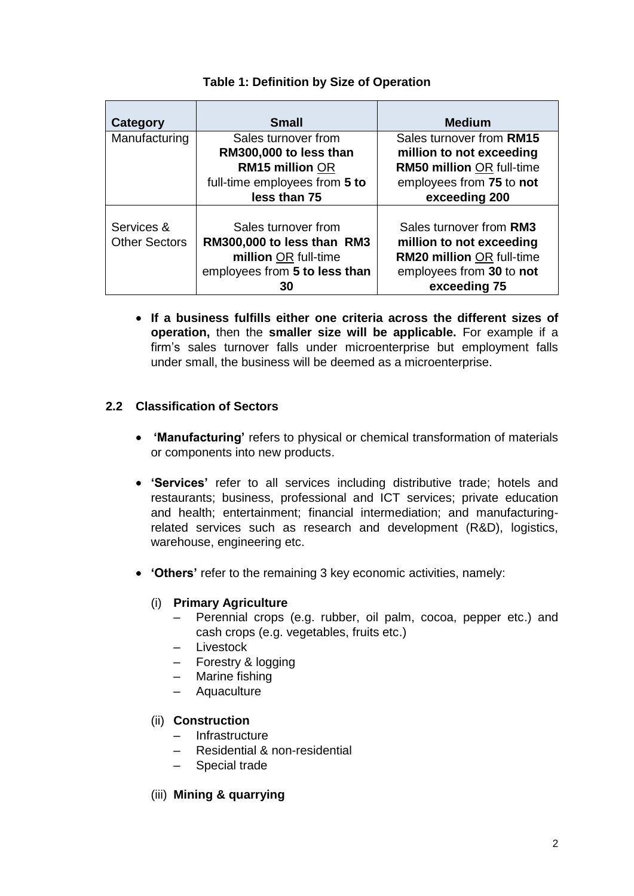**Table 1: Definition by Size of Operation**

| Category | Small | Medium |
|---|---|---|
| Manufacturing | Sales turnover from **RM300,000 to less than RM15 million** OR full-time employees from **5 to less than 75** | Sales turnover from **RM15 million to not exceeding RM50 million** OR full-time employees from **75** to **not exceeding 200** |
| Services & Other Sectors | Sales turnover from **RM300,000 to less than RM3 million** OR full-time employees from **5 to less than 30** | Sales turnover from **RM3 million to not exceeding RM20 million** OR full-time employees from **30** to **not exceeding 75** |

- **If a business fulfills either one criteria across the different sizes of operation,** then the **smaller size will be applicable.** For example if a firm's sales turnover falls under microenterprise but employment falls under small, the business will be deemed as a microenterprise.

### 2.2 Classification of Sectors

- **'Manufacturing'** refers to physical or chemical transformation of materials or components into new products.
- **'Services'** refer to all services including distributive trade; hotels and restaurants; business, professional and ICT services; private education and health; entertainment; financial intermediation; and manufacturing-related services such as research and development (R&D), logistics, warehouse, engineering etc.
- **'Others'** refer to the remaining 3 key economic activities, namely:

  (i) **Primary Agriculture**
  - Perennial crops (e.g. rubber, oil palm, cocoa, pepper etc.) and cash crops (e.g. vegetables, fruits etc.)
  - Livestock
  - Forestry & logging
  - Marine fishing
  - Aquaculture

  (ii) **Construction**
  - Infrastructure
  - Residential & non-residential
  - Special trade

  (iii) **Mining & quarrying**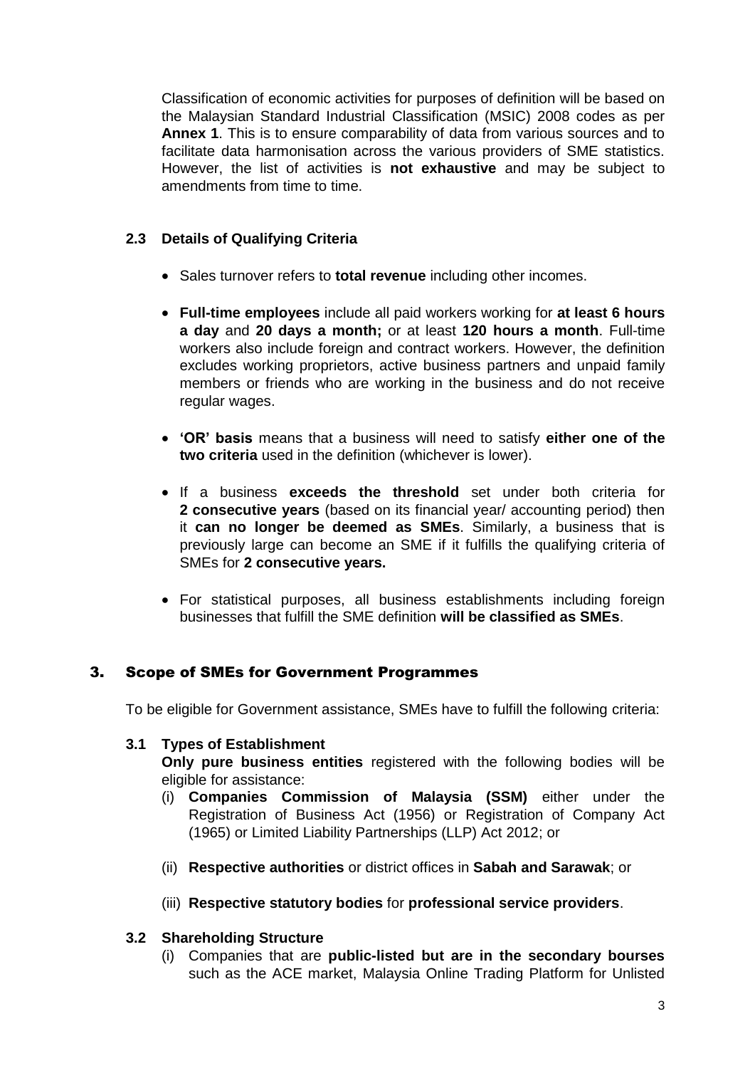Classification of economic activities for purposes of definition will be based on the Malaysian Standard Industrial Classification (MSIC) 2008 codes as per **Annex 1**. This is to ensure comparability of data from various sources and to facilitate data harmonisation across the various providers of SME statistics. However, the list of activities is **not exhaustive** and may be subject to amendments from time to time.

### 2.3 Details of Qualifying Criteria

- Sales turnover refers to **total revenue** including other incomes.
- **Full-time employees** include all paid workers working for **at least 6 hours a day** and **20 days a month;** or at least **120 hours a month**. Full-time workers also include foreign and contract workers. However, the definition excludes working proprietors, active business partners and unpaid family members or friends who are working in the business and do not receive regular wages.
- **'OR' basis** means that a business will need to satisfy **either one of the two criteria** used in the definition (whichever is lower).
- If a business **exceeds the threshold** set under both criteria for **2 consecutive years** (based on its financial year/ accounting period) then it **can no longer be deemed as SMEs**. Similarly, a business that is previously large can become an SME if it fulfills the qualifying criteria of SMEs for **2 consecutive years.**
- For statistical purposes, all business establishments including foreign businesses that fulfill the SME definition **will be classified as SMEs**.

## 3. Scope of SMEs for Government Programmes

To be eligible for Government assistance, SMEs have to fulfill the following criteria:

### 3.1 Types of Establishment

**Only pure business entities** registered with the following bodies will be eligible for assistance:

(i) **Companies Commission of Malaysia (SSM)** either under the Registration of Business Act (1956) or Registration of Company Act (1965) or Limited Liability Partnerships (LLP) Act 2012; or

(ii) **Respective authorities** or district offices in **Sabah and Sarawak**; or

(iii) **Respective statutory bodies** for **professional service providers**.

### 3.2 Shareholding Structure

(i) Companies that are **public-listed but are in the secondary bourses** such as the ACE market, Malaysia Online Trading Platform for Unlisted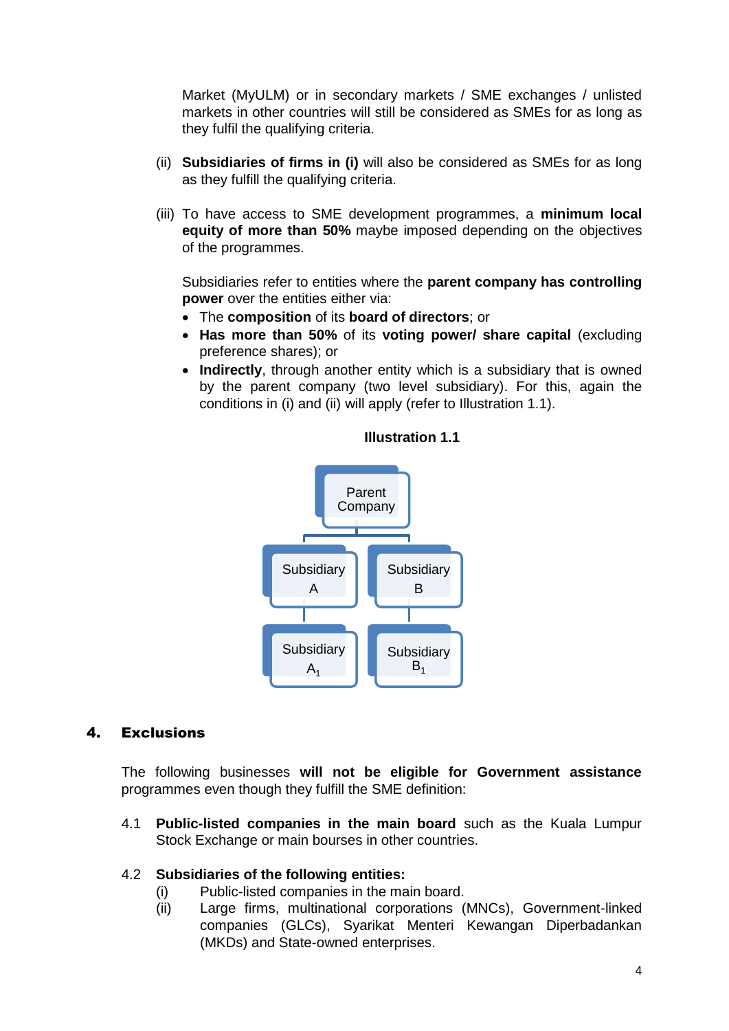Market (MyULM) or in secondary markets / SME exchanges / unlisted markets in other countries will still be considered as SMEs for as long as they fulfil the qualifying criteria.

(ii) **Subsidiaries of firms in (i)** will also be considered as SMEs for as long as they fulfill the qualifying criteria.

(iii) To have access to SME development programmes, a **minimum local equity of more than 50%** maybe imposed depending on the objectives of the programmes.

Subsidiaries refer to entities where the **parent company has controlling power** over the entities either via:

- The **composition** of its **board of directors**; or
- **Has more than 50%** of its **voting power/ share capital** (excluding preference shares); or
- **Indirectly**, through another entity which is a subsidiary that is owned by the parent company (two level subsidiary). For this, again the conditions in (i) and (ii) will apply (refer to Illustration 1.1).

**Illustration 1.1**

Parent Company

Subsidiary A — Subsidiary B

Subsidiary $A_1$ — Subsidiary $B_1$

## 4. Exclusions

The following businesses **will not be eligible for Government assistance** programmes even though they fulfill the SME definition:

4.1 **Public-listed companies in the main board** such as the Kuala Lumpur Stock Exchange or main bourses in other countries.

4.2 **Subsidiaries of the following entities:**

(i) Public-listed companies in the main board.

(ii) Large firms, multinational corporations (MNCs), Government-linked companies (GLCs), Syarikat Menteri Kewangan Diperbadankan (MKDs) and State-owned enterprises.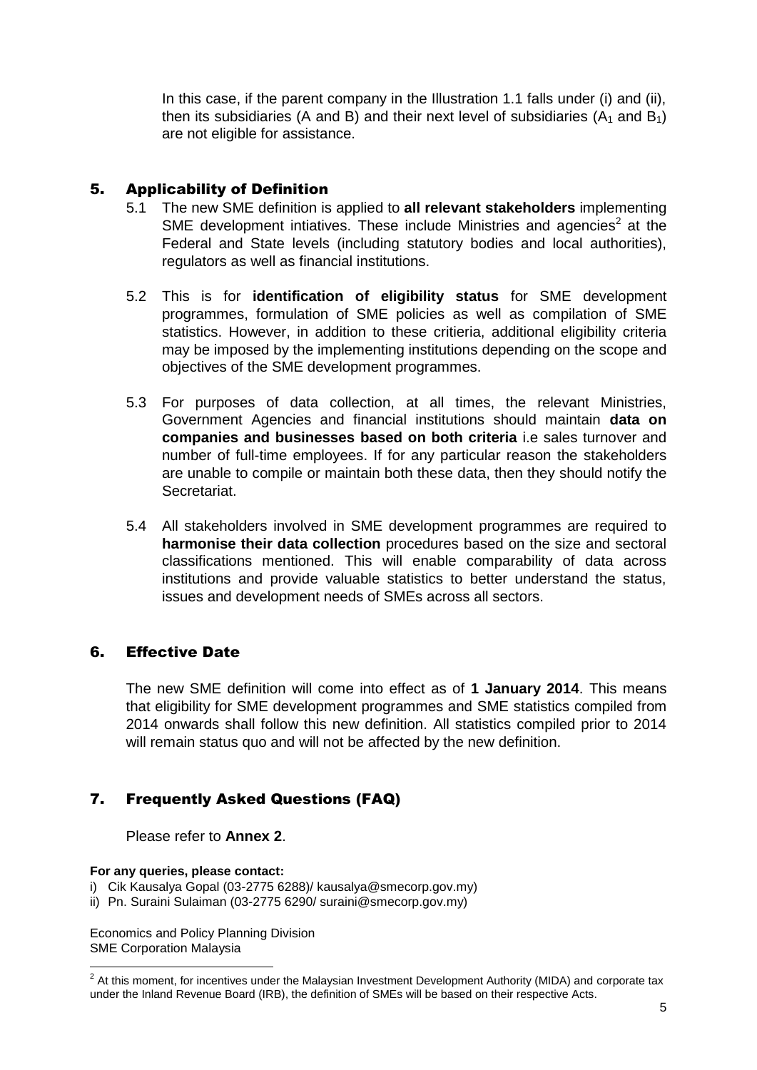In this case, if the parent company in the Illustration 1.1 falls under (i) and (ii), then its subsidiaries (A and B) and their next level of subsidiaries ($A_1$ and $B_1$) are not eligible for assistance.

## 5. Applicability of Definition

5.1 The new SME definition is applied to **all relevant stakeholders** implementing SME development intiatives. These include Ministries and agencies[2] at the Federal and State levels (including statutory bodies and local authorities), regulators as well as financial institutions.

5.2 This is for **identification of eligibility status** for SME development programmes, formulation of SME policies as well as compilation of SME statistics. However, in addition to these critieria, additional eligibility criteria may be imposed by the implementing institutions depending on the scope and objectives of the SME development programmes.

5.3 For purposes of data collection, at all times, the relevant Ministries, Government Agencies and financial institutions should maintain **data on companies and businesses based on both criteria** i.e sales turnover and number of full-time employees. If for any particular reason the stakeholders are unable to compile or maintain both these data, then they should notify the Secretariat.

5.4 All stakeholders involved in SME development programmes are required to **harmonise their data collection** procedures based on the size and sectoral classifications mentioned. This will enable comparability of data across institutions and provide valuable statistics to better understand the status, issues and development needs of SMEs across all sectors.

## 6. Effective Date

The new SME definition will come into effect as of **1 January 2014**. This means that eligibility for SME development programmes and SME statistics compiled from 2014 onwards shall follow this new definition. All statistics compiled prior to 2014 will remain status quo and will not be affected by the new definition.

## 7. Frequently Asked Questions (FAQ)

Please refer to **Annex 2**.

**For any queries, please contact:**

i) Cik Kausalya Gopal (03-2775 6288)/ kausalya@smecorp.gov.my)
ii) Pn. Suraini Sulaiman (03-2775 6290/ suraini@smecorp.gov.my)

Economics and Policy Planning Division
SME Corporation Malaysia

[2] At this moment, for incentives under the Malaysian Investment Development Authority (MIDA) and corporate tax under the Inland Revenue Board (IRB), the definition of SMEs will be based on their respective Acts.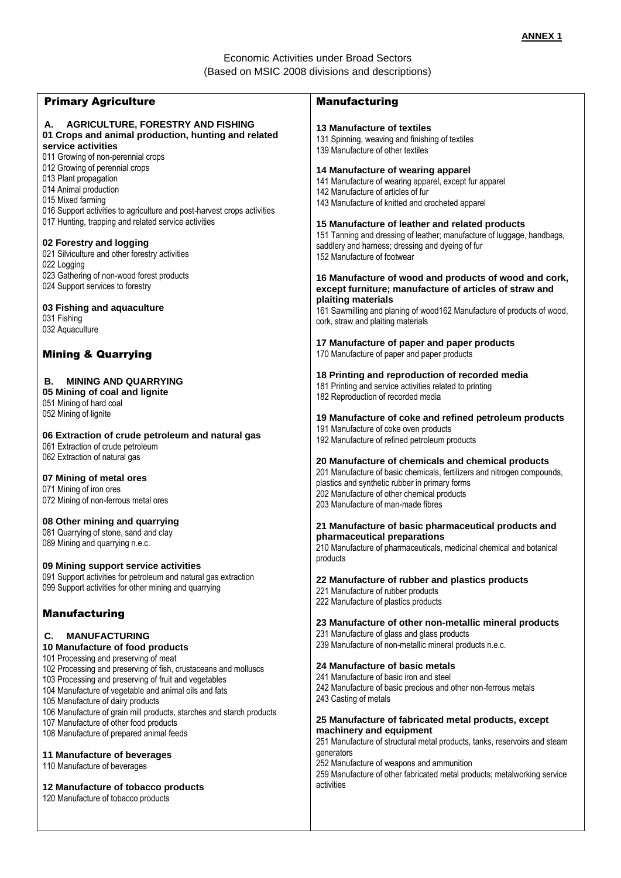**ANNEX 1**

Economic Activities under Broad Sectors
(Based on MSIC 2008 divisions and descriptions)

## Primary Agriculture

**A. AGRICULTURE, FORESTRY AND FISHING**

**01 Crops and animal production, hunting and related service activities**
011 Growing of non-perennial crops
012 Growing of perennial crops
013 Plant propagation
014 Animal production
015 Mixed farming
016 Support activities to agriculture and post-harvest crops activities
017 Hunting, trapping and related service activities

**02 Forestry and logging**
021 Silviculture and other forestry activities
022 Logging
023 Gathering of non-wood forest products
024 Support services to forestry

**03 Fishing and aquaculture**
031 Fishing
032 Aquaculture

## Mining & Quarrying

**B. MINING AND QUARRYING**

**05 Mining of coal and lignite**
051 Mining of hard coal
052 Mining of lignite

**06 Extraction of crude petroleum and natural gas**
061 Extraction of crude petroleum
062 Extraction of natural gas

**07 Mining of metal ores**
071 Mining of iron ores
072 Mining of non-ferrous metal ores

**08 Other mining and quarrying**
081 Quarrying of stone, sand and clay
089 Mining and quarrying n.e.c.

**09 Mining support service activities**
091 Support activities for petroleum and natural gas extraction
099 Support activities for other mining and quarrying

## Manufacturing

**C. MANUFACTURING**

**10 Manufacture of food products**
101 Processing and preserving of meat
102 Processing and preserving of fish, crustaceans and molluscs
103 Processing and preserving of fruit and vegetables
104 Manufacture of vegetable and animal oils and fats
105 Manufacture of dairy products
106 Manufacture of grain mill products, starches and starch products
107 Manufacture of other food products
108 Manufacture of prepared animal feeds

**11 Manufacture of beverages**
110 Manufacture of beverages

**12 Manufacture of tobacco products**
120 Manufacture of tobacco products

## Manufacturing

**13 Manufacture of textiles**
131 Spinning, weaving and finishing of textiles
139 Manufacture of other textiles

**14 Manufacture of wearing apparel**
141 Manufacture of wearing apparel, except fur apparel
142 Manufacture of articles of fur
143 Manufacture of knitted and crocheted apparel

**15 Manufacture of leather and related products**
151 Tanning and dressing of leather; manufacture of luggage, handbags, saddlery and harness; dressing and dyeing of fur
152 Manufacture of footwear

**16 Manufacture of wood and products of wood and cork, except furniture; manufacture of articles of straw and plaiting materials**
161 Sawmilling and planing of wood162 Manufacture of products of wood, cork, straw and plaiting materials

**17 Manufacture of paper and paper products**
170 Manufacture of paper and paper products

**18 Printing and reproduction of recorded media**
181 Printing and service activities related to printing
182 Reproduction of recorded media

**19 Manufacture of coke and refined petroleum products**
191 Manufacture of coke oven products
192 Manufacture of refined petroleum products

**20 Manufacture of chemicals and chemical products**
201 Manufacture of basic chemicals, fertilizers and nitrogen compounds, plastics and synthetic rubber in primary forms
202 Manufacture of other chemical products
203 Manufacture of man-made fibres

**21 Manufacture of basic pharmaceutical products and pharmaceutical preparations**
210 Manufacture of pharmaceuticals, medicinal chemical and botanical products

**22 Manufacture of rubber and plastics products**
221 Manufacture of rubber products
222 Manufacture of plastics products

**23 Manufacture of other non-metallic mineral products**
231 Manufacture of glass and glass products
239 Manufacture of non-metallic mineral products n.e.c.

**24 Manufacture of basic metals**
241 Manufacture of basic iron and steel
242 Manufacture of basic precious and other non-ferrous metals
243 Casting of metals

**25 Manufacture of fabricated metal products, except machinery and equipment**
251 Manufacture of structural metal products, tanks, reservoirs and steam generators
252 Manufacture of weapons and ammunition
259 Manufacture of other fabricated metal products; metalworking service activities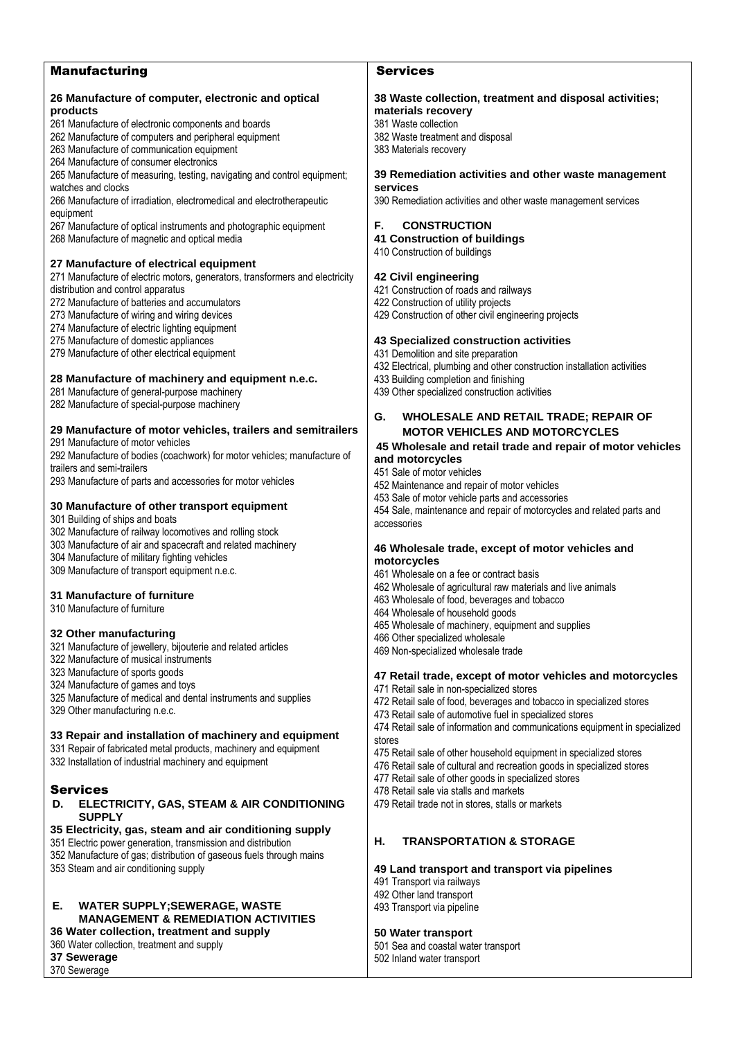## Manufacturing

**26 Manufacture of computer, electronic and optical products**

261 Manufacture of electronic components and boards
262 Manufacture of computers and peripheral equipment
263 Manufacture of communication equipment
264 Manufacture of consumer electronics
265 Manufacture of measuring, testing, navigating and control equipment; watches and clocks
266 Manufacture of irradiation, electromedical and electrotherapeutic equipment
267 Manufacture of optical instruments and photographic equipment
268 Manufacture of magnetic and optical media

**27 Manufacture of electrical equipment**

271 Manufacture of electric motors, generators, transformers and electricity distribution and control apparatus
272 Manufacture of batteries and accumulators
273 Manufacture of wiring and wiring devices
274 Manufacture of electric lighting equipment
275 Manufacture of domestic appliances
279 Manufacture of other electrical equipment

**28 Manufacture of machinery and equipment n.e.c.**

281 Manufacture of general-purpose machinery
282 Manufacture of special-purpose machinery

**29 Manufacture of motor vehicles, trailers and semitrailers**

291 Manufacture of motor vehicles
292 Manufacture of bodies (coachwork) for motor vehicles; manufacture of trailers and semi-trailers
293 Manufacture of parts and accessories for motor vehicles

**30 Manufacture of other transport equipment**

301 Building of ships and boats
302 Manufacture of railway locomotives and rolling stock
303 Manufacture of air and spacecraft and related machinery
304 Manufacture of military fighting vehicles
309 Manufacture of transport equipment n.e.c.

**31 Manufacture of furniture**

310 Manufacture of furniture

**32 Other manufacturing**

321 Manufacture of jewellery, bijouterie and related articles
322 Manufacture of musical instruments
323 Manufacture of sports goods
324 Manufacture of games and toys
325 Manufacture of medical and dental instruments and supplies
329 Other manufacturing n.e.c.

**33 Repair and installation of machinery and equipment**

331 Repair of fabricated metal products, machinery and equipment
332 Installation of industrial machinery and equipment

## Services

### D. ELECTRICITY, GAS, STEAM & AIR CONDITIONING SUPPLY

**35 Electricity, gas, steam and air conditioning supply**

351 Electric power generation, transmission and distribution
352 Manufacture of gas; distribution of gaseous fuels through mains
353 Steam and air conditioning supply

### E. WATER SUPPLY;SEWERAGE, WASTE MANAGEMENT & REMEDIATION ACTIVITIES

**36 Water collection, treatment and supply**

360 Water collection, treatment and supply

**37 Sewerage**

370 Sewerage

## Services

**38 Waste collection, treatment and disposal activities; materials recovery**

381 Waste collection
382 Waste treatment and disposal
383 Materials recovery

**39 Remediation activities and other waste management services**

390 Remediation activities and other waste management services

### F. CONSTRUCTION

**41 Construction of buildings**

410 Construction of buildings

**42 Civil engineering**

421 Construction of roads and railways
422 Construction of utility projects
429 Construction of other civil engineering projects

**43 Specialized construction activities**

431 Demolition and site preparation
432 Electrical, plumbing and other construction installation activities
433 Building completion and finishing
439 Other specialized construction activities

### G. WHOLESALE AND RETAIL TRADE; REPAIR OF MOTOR VEHICLES AND MOTORCYCLES

**45 Wholesale and retail trade and repair of motor vehicles and motorcycles**

451 Sale of motor vehicles
452 Maintenance and repair of motor vehicles
453 Sale of motor vehicle parts and accessories
454 Sale, maintenance and repair of motorcycles and related parts and accessories

**46 Wholesale trade, except of motor vehicles and motorcycles**

461 Wholesale on a fee or contract basis
462 Wholesale of agricultural raw materials and live animals
463 Wholesale of food, beverages and tobacco
464 Wholesale of household goods
465 Wholesale of machinery, equipment and supplies
466 Other specialized wholesale
469 Non-specialized wholesale trade

**47 Retail trade, except of motor vehicles and motorcycles**

471 Retail sale in non-specialized stores
472 Retail sale of food, beverages and tobacco in specialized stores
473 Retail sale of automotive fuel in specialized stores
474 Retail sale of information and communications equipment in specialized stores
475 Retail sale of other household equipment in specialized stores
476 Retail sale of cultural and recreation goods in specialized stores
477 Retail sale of other goods in specialized stores
478 Retail sale via stalls and markets
479 Retail trade not in stores, stalls or markets

### H. TRANSPORTATION & STORAGE

**49 Land transport and transport via pipelines**

491 Transport via railways
492 Other land transport
493 Transport via pipeline

**50 Water transport**

501 Sea and coastal water transport
502 Inland water transport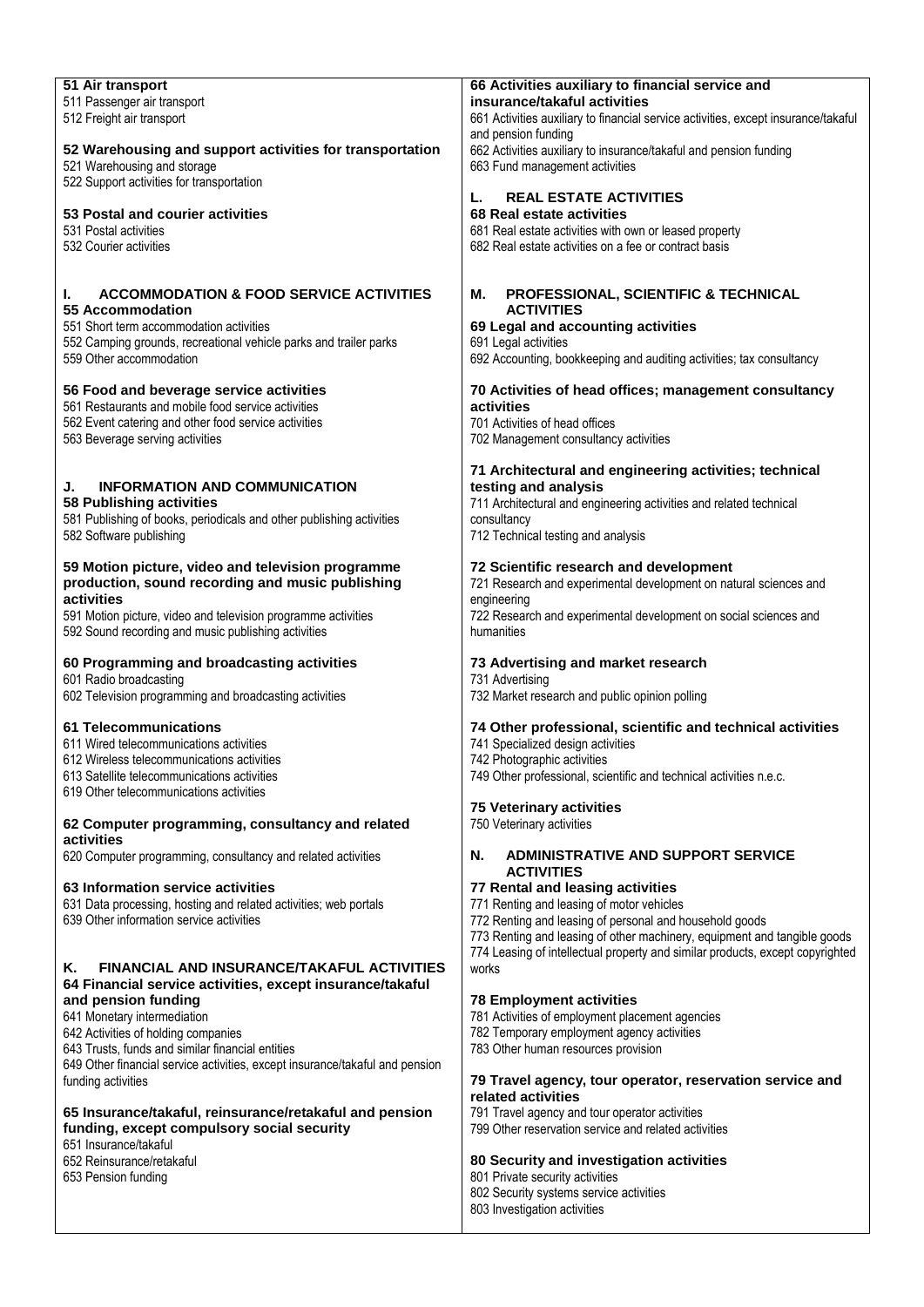**51 Air transport**
511 Passenger air transport
512 Freight air transport

**52 Warehousing and support activities for transportation**
521 Warehousing and storage
522 Support activities for transportation

**53 Postal and courier activities**
531 Postal activities
532 Courier activities

## I. ACCOMMODATION & FOOD SERVICE ACTIVITIES

**55 Accommodation**
551 Short term accommodation activities
552 Camping grounds, recreational vehicle parks and trailer parks
559 Other accommodation

**56 Food and beverage service activities**
561 Restaurants and mobile food service activities
562 Event catering and other food service activities
563 Beverage serving activities

## J. INFORMATION AND COMMUNICATION

**58 Publishing activities**
581 Publishing of books, periodicals and other publishing activities
582 Software publishing

**59 Motion picture, video and television programme production, sound recording and music publishing activities**
591 Motion picture, video and television programme activities
592 Sound recording and music publishing activities

**60 Programming and broadcasting activities**
601 Radio broadcasting
602 Television programming and broadcasting activities

**61 Telecommunications**
611 Wired telecommunications activities
612 Wireless telecommunications activities
613 Satellite telecommunications activities
619 Other telecommunications activities

**62 Computer programming, consultancy and related activities**
620 Computer programming, consultancy and related activities

**63 Information service activities**
631 Data processing, hosting and related activities; web portals
639 Other information service activities

## K. FINANCIAL AND INSURANCE/TAKAFUL ACTIVITIES

**64 Financial service activities, except insurance/takaful and pension funding**
641 Monetary intermediation
642 Activities of holding companies
643 Trusts, funds and similar financial entities
649 Other financial service activities, except insurance/takaful and pension funding activities

**65 Insurance/takaful, reinsurance/retakaful and pension funding, except compulsory social security**
651 Insurance/takaful
652 Reinsurance/retakaful
653 Pension funding

**66 Activities auxiliary to financial service and insurance/takaful activities**
661 Activities auxiliary to financial service activities, except insurance/takaful and pension funding
662 Activities auxiliary to insurance/takaful and pension funding
663 Fund management activities

## L. REAL ESTATE ACTIVITIES

**68 Real estate activities**
681 Real estate activities with own or leased property
682 Real estate activities on a fee or contract basis

## M. PROFESSIONAL, SCIENTIFIC & TECHNICAL ACTIVITIES

**69 Legal and accounting activities**
691 Legal activities
692 Accounting, bookkeeping and auditing activities; tax consultancy

**70 Activities of head offices; management consultancy activities**
701 Activities of head offices
702 Management consultancy activities

**71 Architectural and engineering activities; technical testing and analysis**
711 Architectural and engineering activities and related technical consultancy
712 Technical testing and analysis

**72 Scientific research and development**
721 Research and experimental development on natural sciences and engineering
722 Research and experimental development on social sciences and humanities

**73 Advertising and market research**
731 Advertising
732 Market research and public opinion polling

**74 Other professional, scientific and technical activities**
741 Specialized design activities
742 Photographic activities
749 Other professional, scientific and technical activities n.e.c.

**75 Veterinary activities**
750 Veterinary activities

## N. ADMINISTRATIVE AND SUPPORT SERVICE ACTIVITIES

**77 Rental and leasing activities**
771 Renting and leasing of motor vehicles
772 Renting and leasing of personal and household goods
773 Renting and leasing of other machinery, equipment and tangible goods
774 Leasing of intellectual property and similar products, except copyrighted works

**78 Employment activities**
781 Activities of employment placement agencies
782 Temporary employment agency activities
783 Other human resources provision

**79 Travel agency, tour operator, reservation service and related activities**
791 Travel agency and tour operator activities
799 Other reservation service and related activities

**80 Security and investigation activities**
801 Private security activities
802 Security systems service activities
803 Investigation activities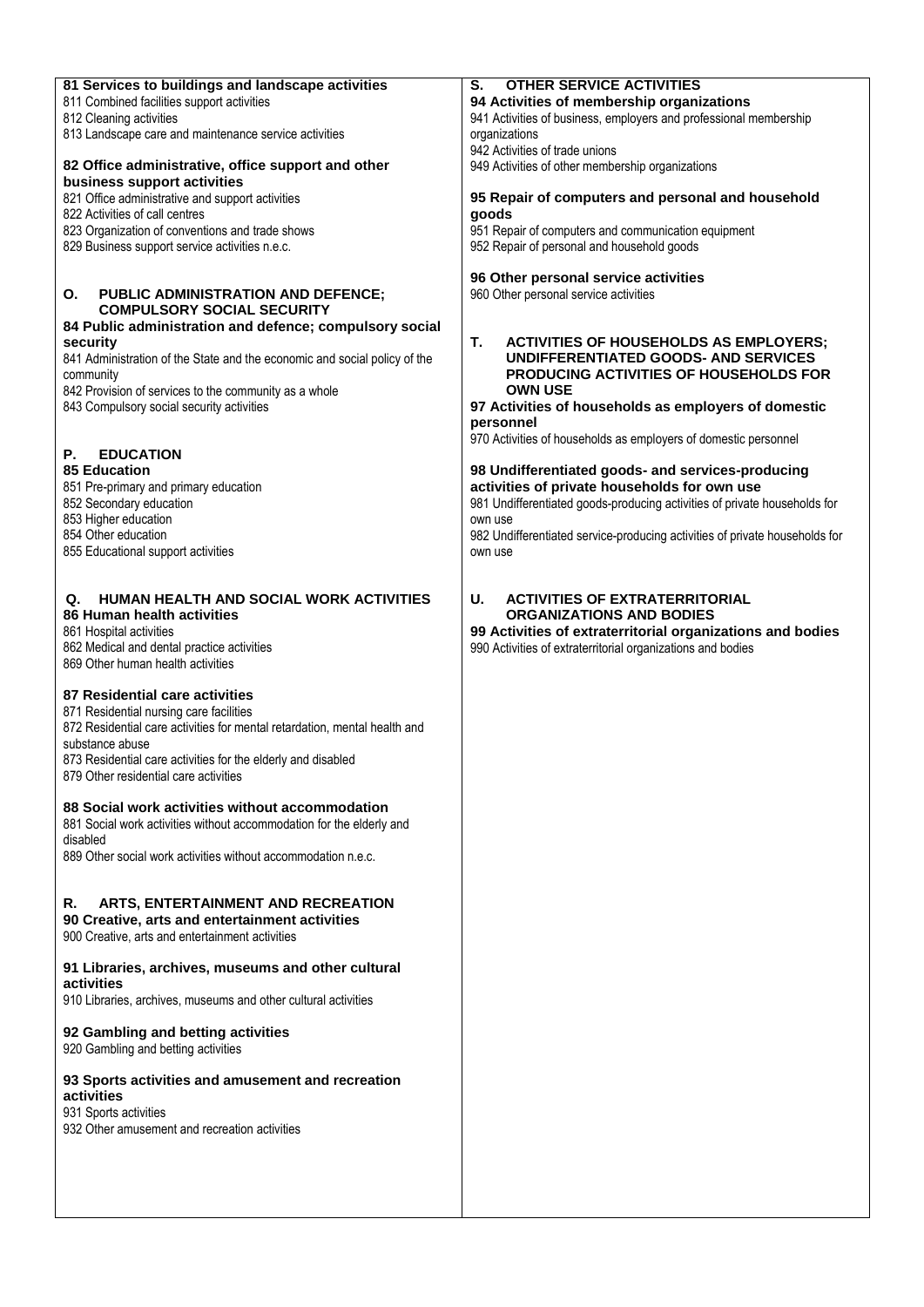### 81 Services to buildings and landscape activities

811 Combined facilities support activities
812 Cleaning activities
813 Landscape care and maintenance service activities

### 82 Office administrative, office support and other business support activities

821 Office administrative and support activities
822 Activities of call centres
823 Organization of conventions and trade shows
829 Business support service activities n.e.c.

## O. PUBLIC ADMINISTRATION AND DEFENCE; COMPULSORY SOCIAL SECURITY

### 84 Public administration and defence; compulsory social security

841 Administration of the State and the economic and social policy of the community
842 Provision of services to the community as a whole
843 Compulsory social security activities

## P. EDUCATION

### 85 Education

851 Pre-primary and primary education
852 Secondary education
853 Higher education
854 Other education
855 Educational support activities

## Q. HUMAN HEALTH AND SOCIAL WORK ACTIVITIES

### 86 Human health activities

861 Hospital activities
862 Medical and dental practice activities
869 Other human health activities

### 87 Residential care activities

871 Residential nursing care facilities
872 Residential care activities for mental retardation, mental health and substance abuse
873 Residential care activities for the elderly and disabled
879 Other residential care activities

### 88 Social work activities without accommodation

881 Social work activities without accommodation for the elderly and disabled
889 Other social work activities without accommodation n.e.c.

## R. ARTS, ENTERTAINMENT AND RECREATION

### 90 Creative, arts and entertainment activities

900 Creative, arts and entertainment activities

### 91 Libraries, archives, museums and other cultural activities

910 Libraries, archives, museums and other cultural activities

### 92 Gambling and betting activities

920 Gambling and betting activities

### 93 Sports activities and amusement and recreation activities

931 Sports activities
932 Other amusement and recreation activities

## S. OTHER SERVICE ACTIVITIES

### 94 Activities of membership organizations

941 Activities of business, employers and professional membership organizations
942 Activities of trade unions
949 Activities of other membership organizations

### 95 Repair of computers and personal and household goods

951 Repair of computers and communication equipment
952 Repair of personal and household goods

### 96 Other personal service activities

960 Other personal service activities

## T. ACTIVITIES OF HOUSEHOLDS AS EMPLOYERS; UNDIFFERENTIATED GOODS- AND SERVICES PRODUCING ACTIVITIES OF HOUSEHOLDS FOR OWN USE

### 97 Activities of households as employers of domestic personnel

970 Activities of households as employers of domestic personnel

### 98 Undifferentiated goods- and services-producing activities of private households for own use

981 Undifferentiated goods-producing activities of private households for own use
982 Undifferentiated service-producing activities of private households for own use

## U. ACTIVITIES OF EXTRATERRITORIAL ORGANIZATIONS AND BODIES

### 99 Activities of extraterritorial organizations and bodies

990 Activities of extraterritorial organizations and bodies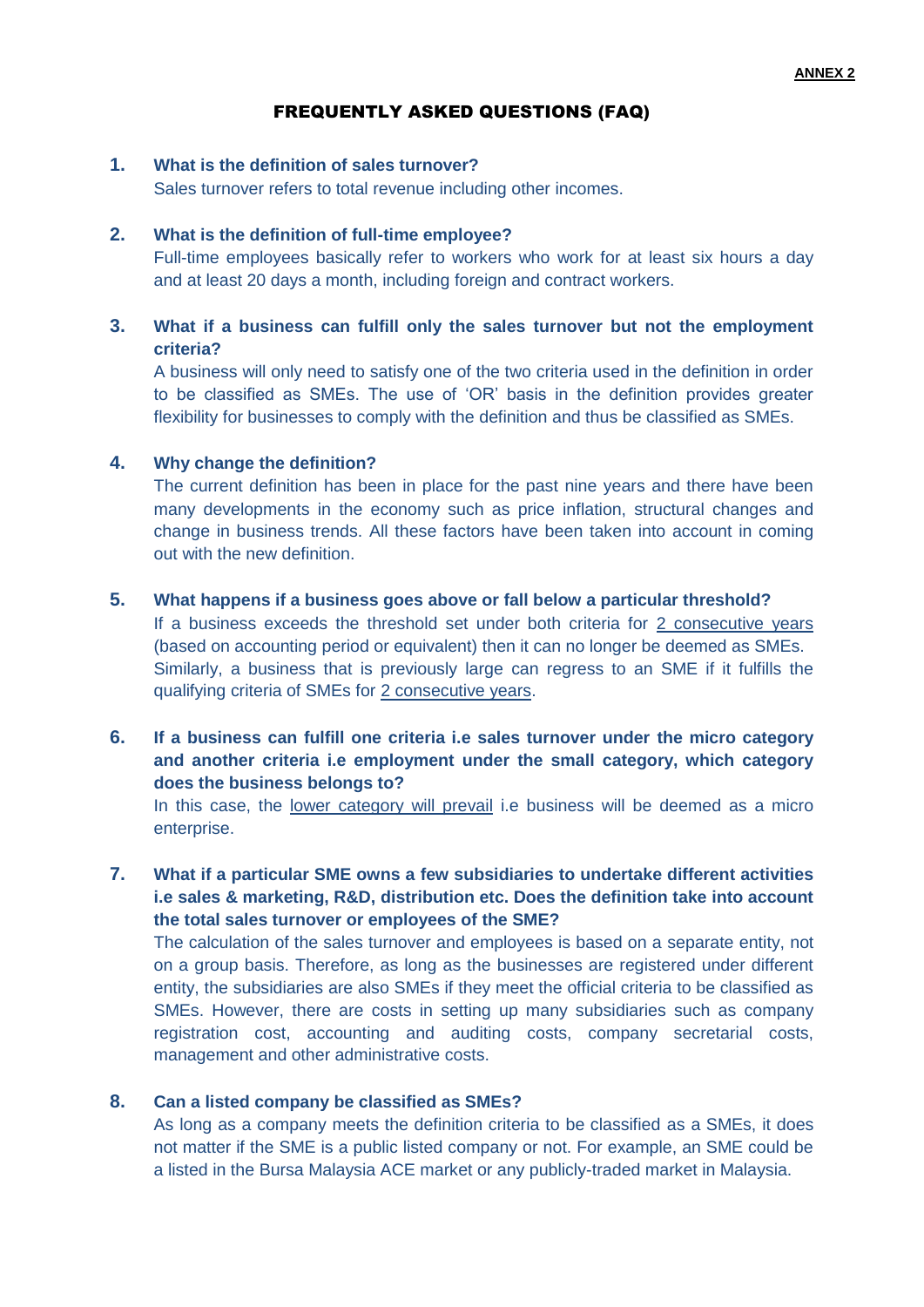**ANNEX 2**

## FREQUENTLY ASKED QUESTIONS (FAQ)

**1. What is the definition of sales turnover?**

Sales turnover refers to total revenue including other incomes.

**2. What is the definition of full-time employee?**

Full-time employees basically refer to workers who work for at least six hours a day and at least 20 days a month, including foreign and contract workers.

**3. What if a business can fulfill only the sales turnover but not the employment criteria?**

A business will only need to satisfy one of the two criteria used in the definition in order to be classified as SMEs. The use of 'OR' basis in the definition provides greater flexibility for businesses to comply with the definition and thus be classified as SMEs.

**4. Why change the definition?**

The current definition has been in place for the past nine years and there have been many developments in the economy such as price inflation, structural changes and change in business trends. All these factors have been taken into account in coming out with the new definition.

**5. What happens if a business goes above or fall below a particular threshold?**

If a business exceeds the threshold set under both criteria for 2 consecutive years (based on accounting period or equivalent) then it can no longer be deemed as SMEs. Similarly, a business that is previously large can regress to an SME if it fulfills the qualifying criteria of SMEs for 2 consecutive years.

**6. If a business can fulfill one criteria i.e sales turnover under the micro category and another criteria i.e employment under the small category, which category does the business belongs to?**

In this case, the lower category will prevail i.e business will be deemed as a micro enterprise.

**7. What if a particular SME owns a few subsidiaries to undertake different activities i.e sales & marketing, R&D, distribution etc. Does the definition take into account the total sales turnover or employees of the SME?**

The calculation of the sales turnover and employees is based on a separate entity, not on a group basis. Therefore, as long as the businesses are registered under different entity, the subsidiaries are also SMEs if they meet the official criteria to be classified as SMEs. However, there are costs in setting up many subsidiaries such as company registration cost, accounting and auditing costs, company secretarial costs, management and other administrative costs.

**8. Can a listed company be classified as SMEs?**

As long as a company meets the definition criteria to be classified as a SMEs, it does not matter if the SME is a public listed company or not. For example, an SME could be a listed in the Bursa Malaysia ACE market or any publicly-traded market in Malaysia.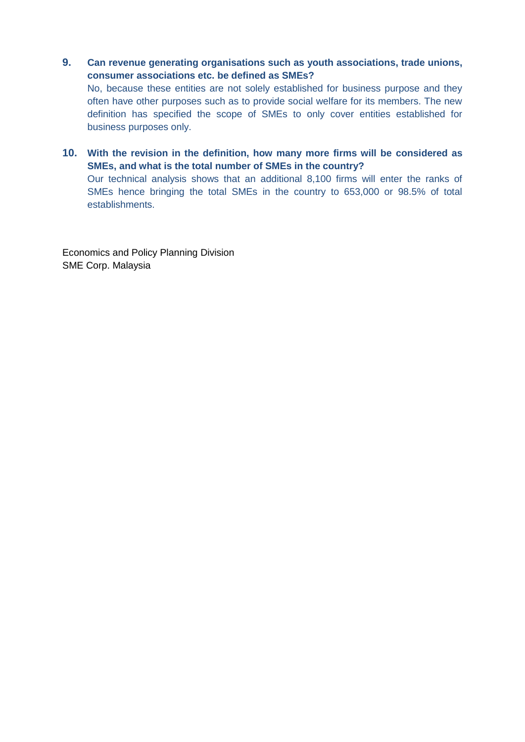**9. Can revenue generating organisations such as youth associations, trade unions, consumer associations etc. be defined as SMEs?**

No, because these entities are not solely established for business purpose and they often have other purposes such as to provide social welfare for its members. The new definition has specified the scope of SMEs to only cover entities established for business purposes only.

**10. With the revision in the definition, how many more firms will be considered as SMEs, and what is the total number of SMEs in the country?**

Our technical analysis shows that an additional 8,100 firms will enter the ranks of SMEs hence bringing the total SMEs in the country to 653,000 or 98.5% of total establishments.

Economics and Policy Planning Division
SME Corp. Malaysia